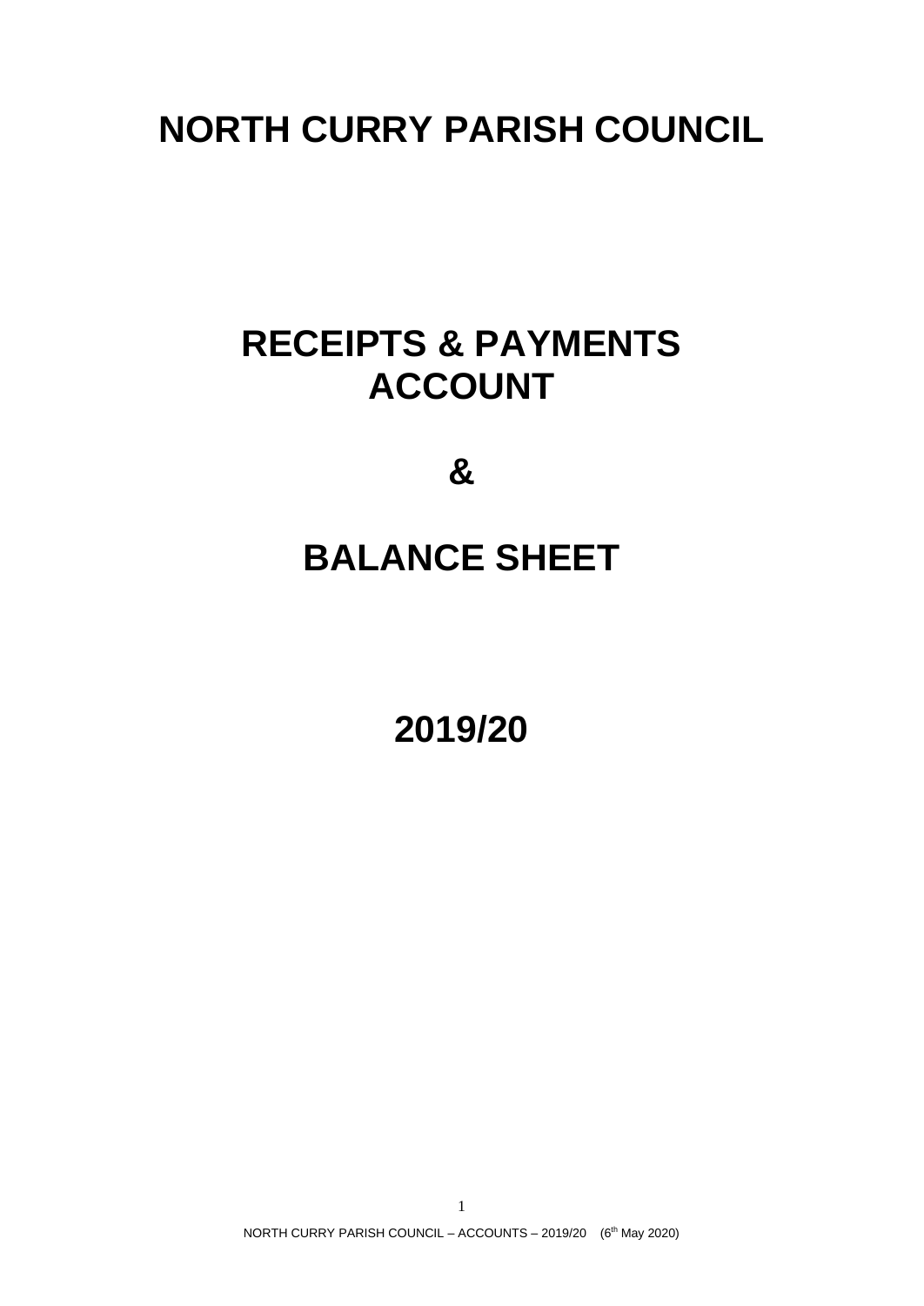# NORTH CURRY PARISH COUNCIL

# RECEIPTS & PAYMENTS ACCOUNT

# &

# BALANCE SHEET

# 2019/20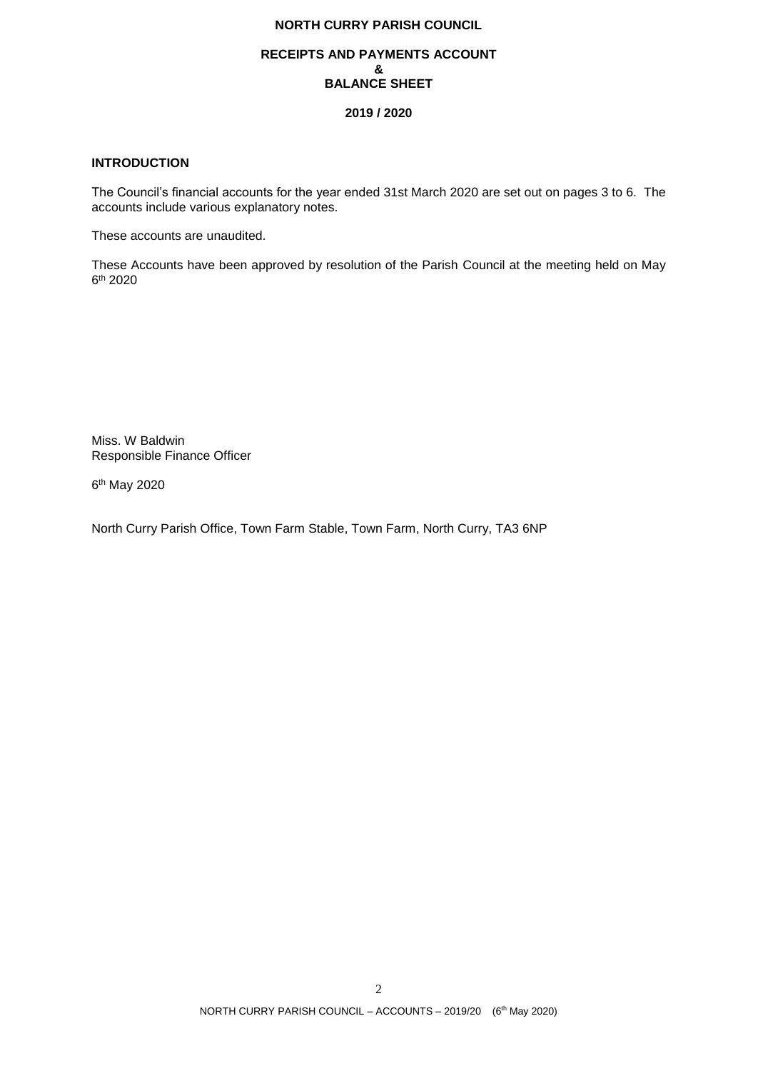**NORTH CURRY PARISH COUNCIL**

**RECEIPTS AND PAYMENTS ACCOUNT**
**&**
**BALANCE SHEET**

**2019 / 2020**

## INTRODUCTION

The Council's financial accounts for the year ended 31st March 2020 are set out on pages 3 to 6. The accounts include various explanatory notes.

These accounts are unaudited.

These Accounts have been approved by resolution of the Parish Council at the meeting held on May 6th 2020

Miss. W Baldwin
Responsible Finance Officer

6th May 2020

North Curry Parish Office, Town Farm Stable, Town Farm, North Curry, TA3 6NP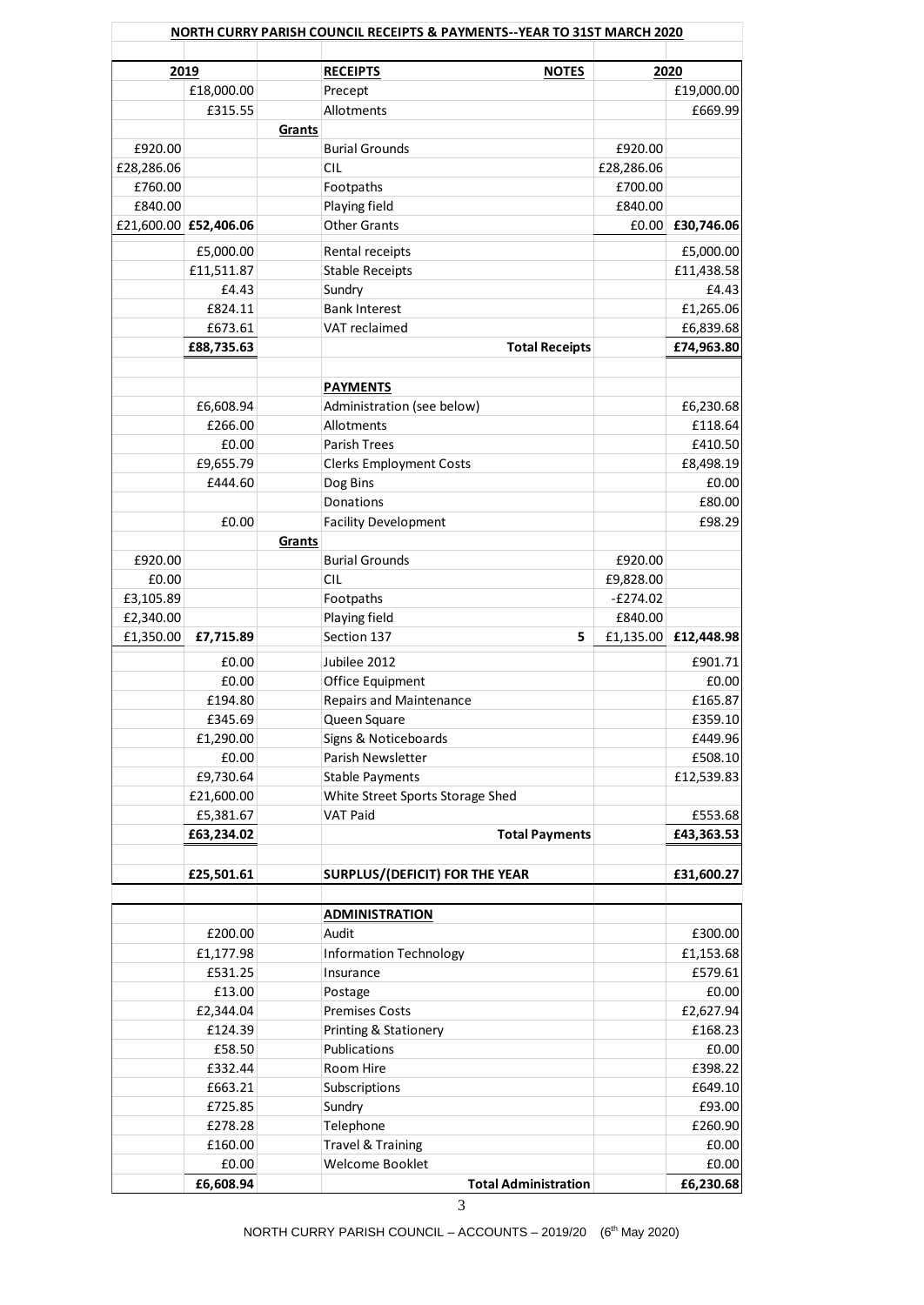**NORTH CURRY PARISH COUNCIL RECEIPTS & PAYMENTS--YEAR TO 31ST MARCH 2020**

| 2019 | | | RECEIPTS | NOTES | 2020 | |
|---|---|---|---|---|---|---|
| | £18,000.00 | | Precept | | | £19,000.00 |
| | £315.55 | | Allotments | | | £669.99 |
| | | **Grants** | | | | |
| £920.00 | | | Burial Grounds | | £920.00 | |
| £28,286.06 | | | CIL | | £28,286.06 | |
| £760.00 | | | Footpaths | | £700.00 | |
| £840.00 | | | Playing field | | £840.00 | |
| £21,600.00 | **£52,406.06** | | Other Grants | | £0.00 | **£30,746.06** |
| | £5,000.00 | | Rental receipts | | | £5,000.00 |
| | £11,511.87 | | Stable Receipts | | | £11,438.58 |
| | £4.43 | | Sundry | | | £4.43 |
| | £824.11 | | Bank Interest | | | £1,265.06 |
| | £673.61 | | VAT reclaimed | | | £6,839.68 |
| | **£88,735.63** | | | **Total Receipts** | | **£74,963.80** |
| | | | **PAYMENTS** | | | |
| | £6,608.94 | | Administration (see below) | | | £6,230.68 |
| | £266.00 | | Allotments | | | £118.64 |
| | £0.00 | | Parish Trees | | | £410.50 |
| | £9,655.79 | | Clerks Employment Costs | | | £8,498.19 |
| | £444.60 | | Dog Bins | | | £0.00 |
| | | | Donations | | | £80.00 |
| | £0.00 | | Facility Development | | | £98.29 |
| | | **Grants** | | | | |
| £920.00 | | | Burial Grounds | | £920.00 | |
| £0.00 | | | CIL | | £9,828.00 | |
| £3,105.89 | | | Footpaths | | -£274.02 | |
| £2,340.00 | | | Playing field | | £840.00 | |
| £1,350.00 | **£7,715.89** | | Section 137 | 5 | £1,135.00 | **£12,448.98** |
| | £0.00 | | Jubilee 2012 | | | £901.71 |
| | £0.00 | | Office Equipment | | | £0.00 |
| | £194.80 | | Repairs and Maintenance | | | £165.87 |
| | £345.69 | | Queen Square | | | £359.10 |
| | £1,290.00 | | Signs & Noticeboards | | | £449.96 |
| | £0.00 | | Parish Newsletter | | | £508.10 |
| | £9,730.64 | | Stable Payments | | | £12,539.83 |
| | £21,600.00 | | White Street Sports Storage Shed | | | |
| | £5,381.67 | | VAT Paid | | | £553.68 |
| | **£63,234.02** | | | **Total Payments** | | **£43,363.53** |
| | **£25,501.61** | | **SURPLUS/(DEFICIT) FOR THE YEAR** | | | **£31,600.27** |

| 2019 | | ADMINISTRATION | | 2020 |
|---|---|---|---|---|
| £200.00 | | Audit | | £300.00 |
| £1,177.98 | | Information Technology | | £1,153.68 |
| £531.25 | | Insurance | | £579.61 |
| £13.00 | | Postage | | £0.00 |
| £2,344.04 | | Premises Costs | | £2,627.94 |
| £124.39 | | Printing & Stationery | | £168.23 |
| £58.50 | | Publications | | £0.00 |
| £332.44 | | Room Hire | | £398.22 |
| £663.21 | | Subscriptions | | £649.10 |
| £725.85 | | Sundry | | £93.00 |
| £278.28 | | Telephone | | £260.90 |
| £160.00 | | Travel & Training | | £0.00 |
| £0.00 | | Welcome Booklet | | £0.00 |
| **£6,608.94** | | | **Total Administration** | **£6,230.68** |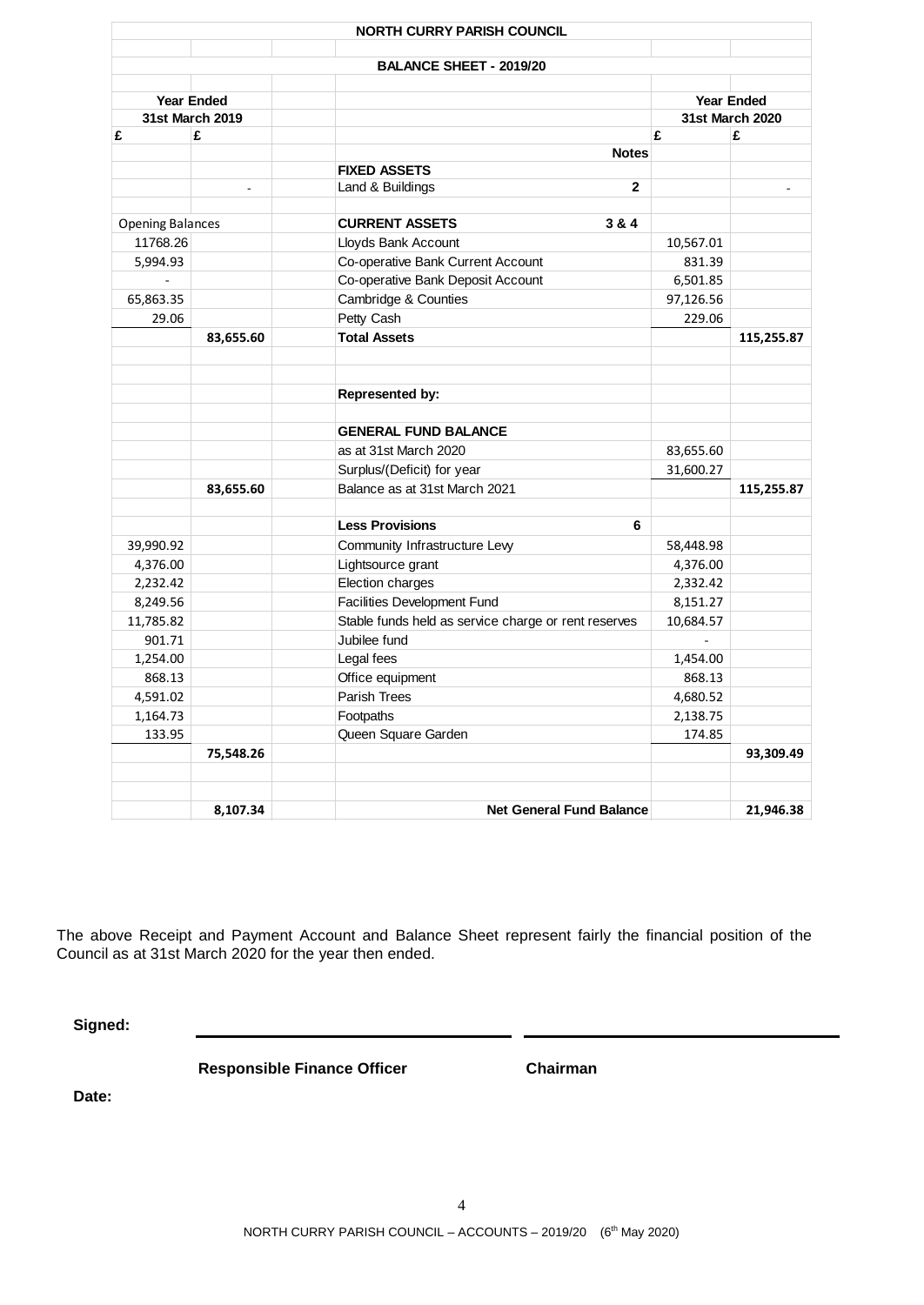# NORTH CURRY PARISH COUNCIL

## BALANCE SHEET - 2019/20

| Year Ended 31st March 2019 | | | | | Year Ended 31st March 2020 | |
|---|---|---|---|---|---|---|
| £ | £ | | | | £ | £ |
| | | | | Notes | | |
| | | | **FIXED ASSETS** | | | |
| | - | | Land & Buildings | 2 | | - |
| Opening Balances | | | **CURRENT ASSETS** | 3 & 4 | | |
| 11768.26 | | | Lloyds Bank Account | | 10,567.01 | |
| 5,994.93 | | | Co-operative Bank Current Account | | 831.39 | |
| - | | | Co-operative Bank Deposit Account | | 6,501.85 | |
| 65,863.35 | | | Cambridge & Counties | | 97,126.56 | |
| 29.06 | | | Petty Cash | | 229.06 | |
| | **83,655.60** | | **Total Assets** | | | **115,255.87** |
| | | | **Represented by:** | | | |
| | | | **GENERAL FUND BALANCE** | | | |
| | | | as at 31st March 2020 | | 83,655.60 | |
| | | | Surplus/(Deficit) for year | | 31,600.27 | |
| | **83,655.60** | | Balance as at 31st March 2021 | | | **115,255.87** |
| | | | **Less Provisions** | 6 | | |
| 39,990.92 | | | Community Infrastructure Levy | | 58,448.98 | |
| 4,376.00 | | | Lightsource grant | | 4,376.00 | |
| 2,232.42 | | | Election charges | | 2,332.42 | |
| 8,249.56 | | | Facilities Development Fund | | 8,151.27 | |
| 11,785.82 | | | Stable funds held as service charge or rent reserves | | 10,684.57 | |
| 901.71 | | | Jubilee fund | | - | |
| 1,254.00 | | | Legal fees | | 1,454.00 | |
| 868.13 | | | Office equipment | | 868.13 | |
| 4,591.02 | | | Parish Trees | | 4,680.52 | |
| 1,164.73 | | | Footpaths | | 2,138.75 | |
| 133.95 | | | Queen Square Garden | | 174.85 | |
| | **75,548.26** | | | | | **93,309.49** |
| | **8,107.34** | | **Net General Fund Balance** | | | **21,946.38** |

The above Receipt and Payment Account and Balance Sheet represent fairly the financial position of the Council as at 31st March 2020 for the year then ended.

**Signed:**

**Responsible Finance Officer** **Chairman**

**Date:**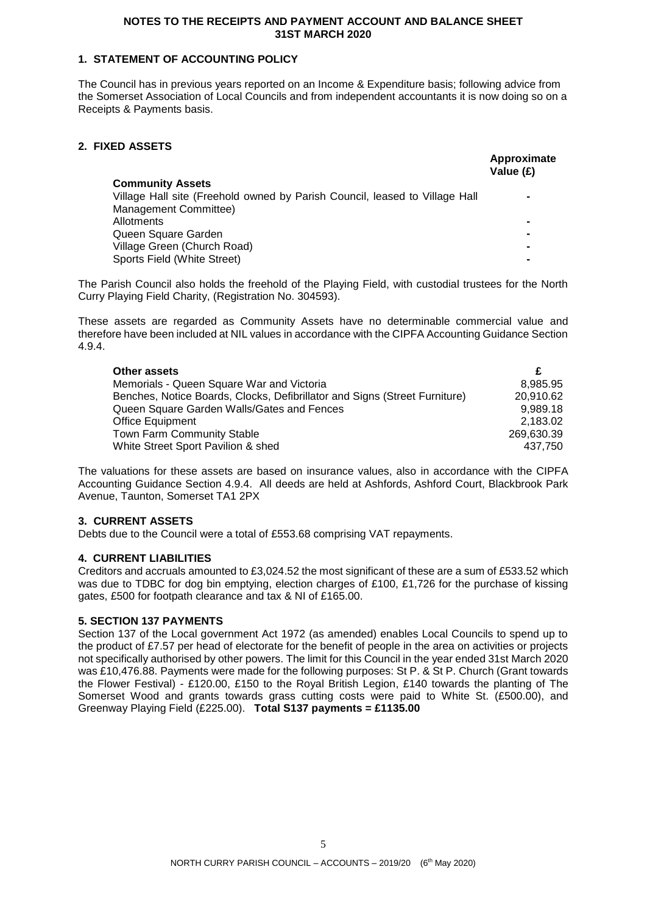# NOTES TO THE RECEIPTS AND PAYMENT ACCOUNT AND BALANCE SHEET 31ST MARCH 2020

## 1. STATEMENT OF ACCOUNTING POLICY

The Council has in previous years reported on an Income & Expenditure basis; following advice from the Somerset Association of Local Councils and from independent accountants it is now doing so on a Receipts & Payments basis.

## 2. FIXED ASSETS

| **Community Assets** | **Approximate Value (£)** |
|---|---|
| Village Hall site (Freehold owned by Parish Council, leased to Village Hall Management Committee) | - |
| Allotments | - |
| Queen Square Garden | - |
| Village Green (Church Road) | - |
| Sports Field (White Street) | - |

The Parish Council also holds the freehold of the Playing Field, with custodial trustees for the North Curry Playing Field Charity, (Registration No. 304593).

These assets are regarded as Community Assets have no determinable commercial value and therefore have been included at NIL values in accordance with the CIPFA Accounting Guidance Section 4.9.4.

| **Other assets** | **£** |
|---|---|
| Memorials - Queen Square War and Victoria | 8,985.95 |
| Benches, Notice Boards, Clocks, Defibrillator and Signs (Street Furniture) | 20,910.62 |
| Queen Square Garden Walls/Gates and Fences | 9,989.18 |
| Office Equipment | 2,183.02 |
| Town Farm Community Stable | 269,630.39 |
| White Street Sport Pavilion & shed | 437,750 |

The valuations for these assets are based on insurance values, also in accordance with the CIPFA Accounting Guidance Section 4.9.4. All deeds are held at Ashfords, Ashford Court, Blackbrook Park Avenue, Taunton, Somerset TA1 2PX

## 3. CURRENT ASSETS

Debts due to the Council were a total of £553.68 comprising VAT repayments.

## 4. CURRENT LIABILITIES

Creditors and accruals amounted to £3,024.52 the most significant of these are a sum of £533.52 which was due to TDBC for dog bin emptying, election charges of £100, £1,726 for the purchase of kissing gates, £500 for footpath clearance and tax & NI of £165.00.

## 5. SECTION 137 PAYMENTS

Section 137 of the Local government Act 1972 (as amended) enables Local Councils to spend up to the product of £7.57 per head of electorate for the benefit of people in the area on activities or projects not specifically authorised by other powers. The limit for this Council in the year ended 31st March 2020 was £10,476.88. Payments were made for the following purposes: St P. & St P. Church (Grant towards the Flower Festival) - £120.00, £150 to the Royal British Legion, £140 towards the planting of The Somerset Wood and grants towards grass cutting costs were paid to White St. (£500.00), and Greenway Playing Field (£225.00). **Total S137 payments = £1135.00**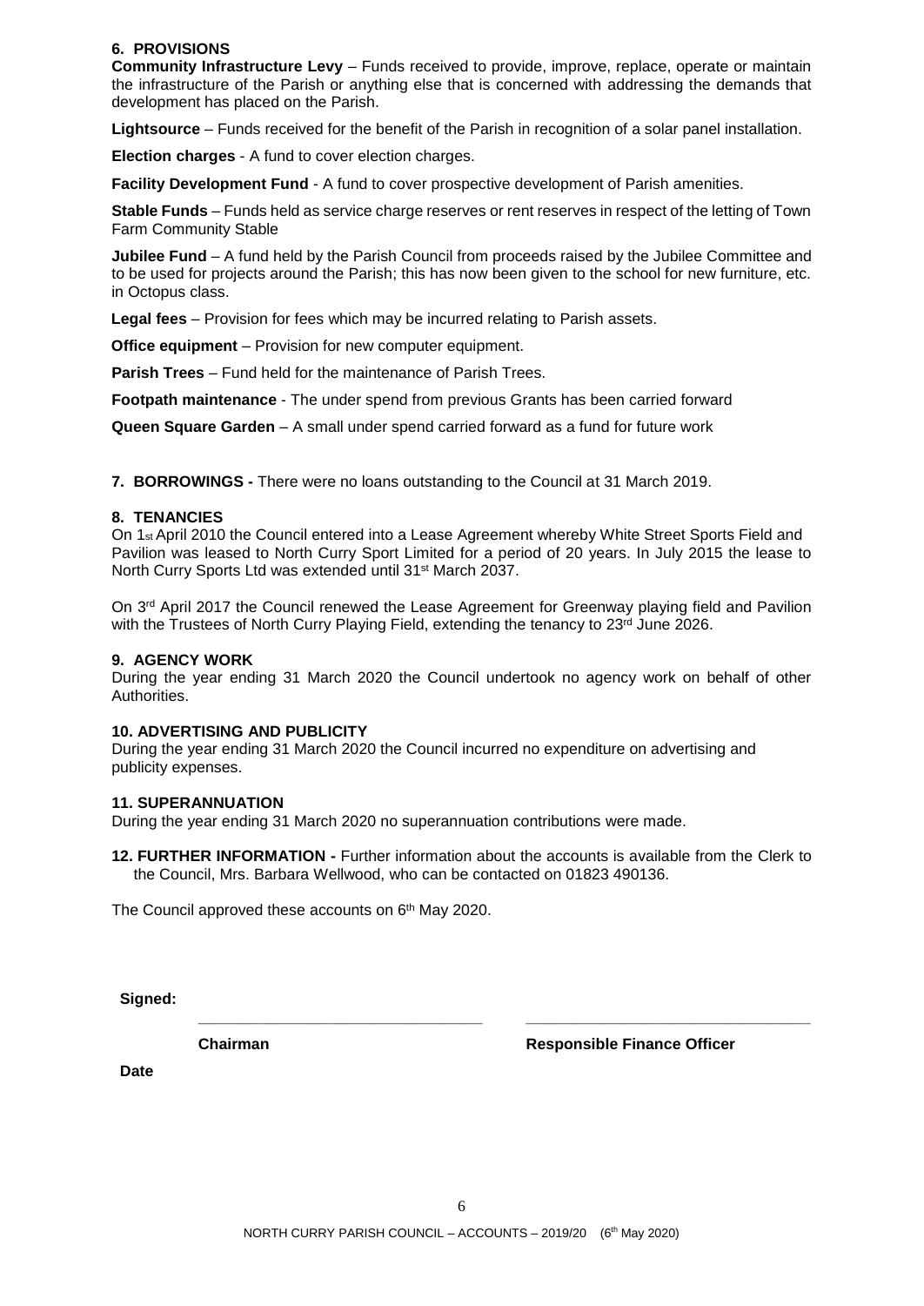## 6. PROVISIONS

**Community Infrastructure Levy** – Funds received to provide, improve, replace, operate or maintain the infrastructure of the Parish or anything else that is concerned with addressing the demands that development has placed on the Parish.

**Lightsource** – Funds received for the benefit of the Parish in recognition of a solar panel installation.

**Election charges** - A fund to cover election charges.

**Facility Development Fund** - A fund to cover prospective development of Parish amenities.

**Stable Funds** – Funds held as service charge reserves or rent reserves in respect of the letting of Town Farm Community Stable

**Jubilee Fund** – A fund held by the Parish Council from proceeds raised by the Jubilee Committee and to be used for projects around the Parish; this has now been given to the school for new furniture, etc. in Octopus class.

**Legal fees** – Provision for fees which may be incurred relating to Parish assets.

**Office equipment** – Provision for new computer equipment.

**Parish Trees** – Fund held for the maintenance of Parish Trees.

**Footpath maintenance** - The under spend from previous Grants has been carried forward

**Queen Square Garden** – A small under spend carried forward as a fund for future work

**7. BORROWINGS -** There were no loans outstanding to the Council at 31 March 2019.

## 8. TENANCIES

On 1st April 2010 the Council entered into a Lease Agreement whereby White Street Sports Field and Pavilion was leased to North Curry Sport Limited for a period of 20 years. In July 2015 the lease to North Curry Sports Ltd was extended until 31st March 2037.

On 3rd April 2017 the Council renewed the Lease Agreement for Greenway playing field and Pavilion with the Trustees of North Curry Playing Field, extending the tenancy to 23rd June 2026.

## 9. AGENCY WORK

During the year ending 31 March 2020 the Council undertook no agency work on behalf of other Authorities.

## 10. ADVERTISING AND PUBLICITY

During the year ending 31 March 2020 the Council incurred no expenditure on advertising and publicity expenses.

## 11. SUPERANNUATION

During the year ending 31 March 2020 no superannuation contributions were made.

**12. FURTHER INFORMATION -** Further information about the accounts is available from the Clerk to the Council, Mrs. Barbara Wellwood, who can be contacted on 01823 490136.

The Council approved these accounts on 6th May 2020.

**Signed:**

\_\_\_\_\_\_\_\_\_\_\_\_\_\_\_\_\_\_\_\_\_\_\_\_\_\_\_\_\_\_\_\_ \_\_\_\_\_\_\_\_\_\_\_\_\_\_\_\_\_\_\_\_\_\_\_\_\_\_\_\_\_\_\_\_

**Chairman** **Responsible Finance Officer**

**Date**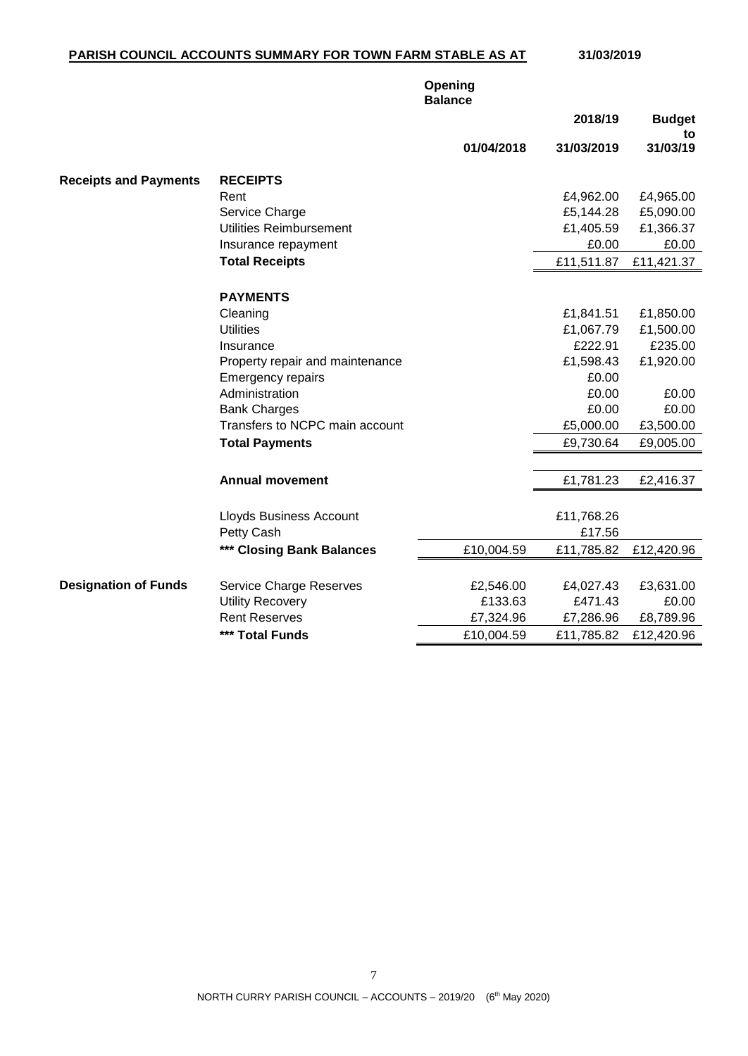**PARISH COUNCIL ACCOUNTS SUMMARY FOR TOWN FARM STABLE AS AT 31/03/2019**

| | | Opening Balance 01/04/2018 | 2018/19 31/03/2019 | Budget to 31/03/19 |
|---|---|---|---|---|
| **Receipts and Payments** | **RECEIPTS** | | | |
| | Rent | | £4,962.00 | £4,965.00 |
| | Service Charge | | £5,144.28 | £5,090.00 |
| | Utilities Reimbursement | | £1,405.59 | £1,366.37 |
| | Insurance repayment | | £0.00 | £0.00 |
| | **Total Receipts** | | £11,511.87 | £11,421.37 |
| | **PAYMENTS** | | | |
| | Cleaning | | £1,841.51 | £1,850.00 |
| | Utilities | | £1,067.79 | £1,500.00 |
| | Insurance | | £222.91 | £235.00 |
| | Property repair and maintenance | | £1,598.43 | £1,920.00 |
| | Emergency repairs | | £0.00 | |
| | Administration | | £0.00 | £0.00 |
| | Bank Charges | | £0.00 | £0.00 |
| | Transfers to NCPC main account | | £5,000.00 | £3,500.00 |
| | **Total Payments** | | £9,730.64 | £9,005.00 |
| | **Annual movement** | | £1,781.23 | £2,416.37 |
| | Lloyds Business Account | | £11,768.26 | |
| | Petty Cash | | £17.56 | |
| | **\*\*\* Closing Bank Balances** | £10,004.59 | £11,785.82 | £12,420.96 |
| **Designation of Funds** | Service Charge Reserves | £2,546.00 | £4,027.43 | £3,631.00 |
| | Utility Recovery | £133.63 | £471.43 | £0.00 |
| | Rent Reserves | £7,324.96 | £7,286.96 | £8,789.96 |
| | **\*\*\* Total Funds** | £10,004.59 | £11,785.82 | £12,420.96 |